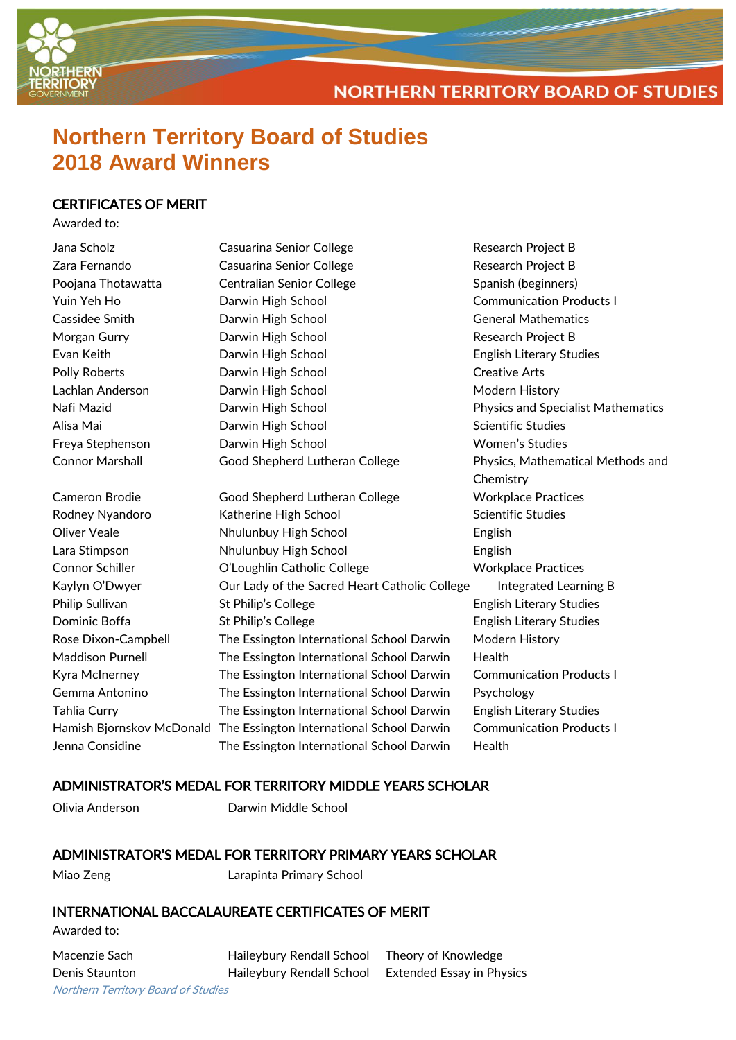# Northern Territory Board of Studies 2018 Award Winners

## CERTIFICATES OF MERIT

Awarded to:

| Name | School | Subject |
|---|---|---|
| Jana Scholz | Casuarina Senior College | Research Project B |
| Zara Fernando | Casuarina Senior College | Research Project B |
| Poojana Thotawatta | Centralian Senior College | Spanish (beginners) |
| Yuin Yeh Ho | Darwin High School | Communication Products I |
| Cassidee Smith | Darwin High School | General Mathematics |
| Morgan Gurry | Darwin High School | Research Project B |
| Evan Keith | Darwin High School | English Literary Studies |
| Polly Roberts | Darwin High School | Creative Arts |
| Lachlan Anderson | Darwin High School | Modern History |
| Nafi Mazid | Darwin High School | Physics and Specialist Mathematics |
| Alisa Mai | Darwin High School | Scientific Studies |
| Freya Stephenson | Darwin High School | Women's Studies |
| Connor Marshall | Good Shepherd Lutheran College | Physics, Mathematical Methods and Chemistry |
| Cameron Brodie | Good Shepherd Lutheran College | Workplace Practices |
| Rodney Nyandoro | Katherine High School | Scientific Studies |
| Oliver Veale | Nhulunbuy High School | English |
| Lara Stimpson | Nhulunbuy High School | English |
| Connor Schiller | O'Loughlin Catholic College | Workplace Practices |
| Kaylyn O'Dwyer | Our Lady of the Sacred Heart Catholic College | Integrated Learning B |
| Philip Sullivan | St Philip's College | English Literary Studies |
| Dominic Boffa | St Philip's College | English Literary Studies |
| Rose Dixon-Campbell | The Essington International School Darwin | Modern History |
| Maddison Purnell | The Essington International School Darwin | Health |
| Kyra McInerney | The Essington International School Darwin | Communication Products I |
| Gemma Antonino | The Essington International School Darwin | Psychology |
| Tahlia Curry | The Essington International School Darwin | English Literary Studies |
| Hamish Bjornskov McDonald | The Essington International School Darwin | Communication Products I |
| Jenna Considine | The Essington International School Darwin | Health |

## ADMINISTRATOR'S MEDAL FOR TERRITORY MIDDLE YEARS SCHOLAR

Olivia Anderson — Darwin Middle School

## ADMINISTRATOR'S MEDAL FOR TERRITORY PRIMARY YEARS SCHOLAR

Miao Zeng — Larapinta Primary School

## INTERNATIONAL BACCALAUREATE CERTIFICATES OF MERIT

Awarded to:

| Name | School | Subject |
|---|---|---|
| Macenzie Sach | Haileybury Rendall School | Theory of Knowledge |
| Denis Staunton | Haileybury Rendall School | Extended Essay in Physics |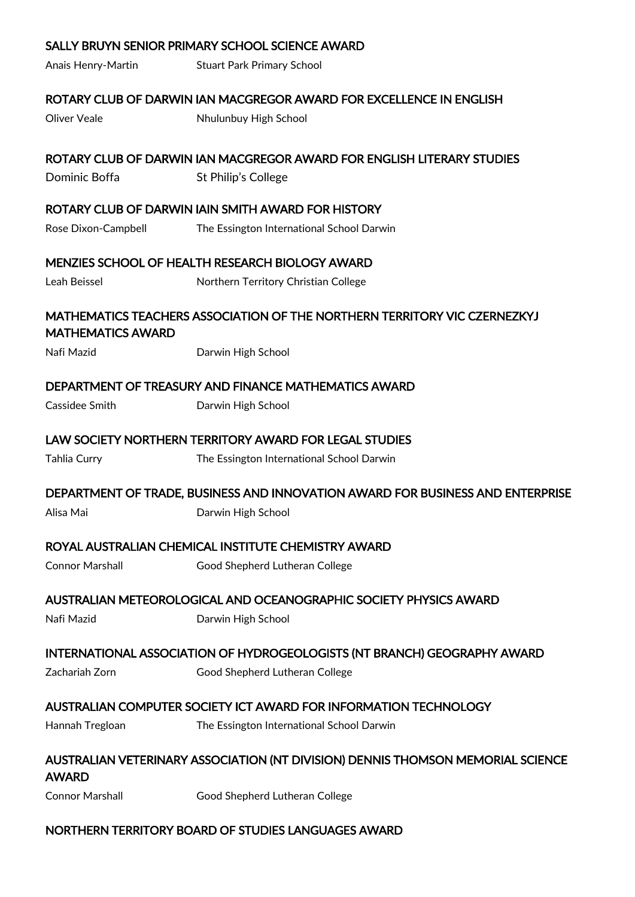### SALLY BRUYN SENIOR PRIMARY SCHOOL SCIENCE AWARD

Anais Henry-Martin — Stuart Park Primary School

### ROTARY CLUB OF DARWIN IAN MACGREGOR AWARD FOR EXCELLENCE IN ENGLISH

Oliver Veale — Nhulunbuy High School

### ROTARY CLUB OF DARWIN IAN MACGREGOR AWARD FOR ENGLISH LITERARY STUDIES

Dominic Boffa — St Philip's College

### ROTARY CLUB OF DARWIN IAIN SMITH AWARD FOR HISTORY

Rose Dixon-Campbell — The Essington International School Darwin

### MENZIES SCHOOL OF HEALTH RESEARCH BIOLOGY AWARD

Leah Beissel — Northern Territory Christian College

### MATHEMATICS TEACHERS ASSOCIATION OF THE NORTHERN TERRITORY VIC CZERNEZKYJ MATHEMATICS AWARD

Nafi Mazid — Darwin High School

### DEPARTMENT OF TREASURY AND FINANCE MATHEMATICS AWARD

Cassidee Smith — Darwin High School

### LAW SOCIETY NORTHERN TERRITORY AWARD FOR LEGAL STUDIES

Tahlia Curry — The Essington International School Darwin

### DEPARTMENT OF TRADE, BUSINESS AND INNOVATION AWARD FOR BUSINESS AND ENTERPRISE

Alisa Mai — Darwin High School

### ROYAL AUSTRALIAN CHEMICAL INSTITUTE CHEMISTRY AWARD

Connor Marshall — Good Shepherd Lutheran College

### AUSTRALIAN METEOROLOGICAL AND OCEANOGRAPHIC SOCIETY PHYSICS AWARD

Nafi Mazid — Darwin High School

### INTERNATIONAL ASSOCIATION OF HYDROGEOLOGISTS (NT BRANCH) GEOGRAPHY AWARD

Zachariah Zorn — Good Shepherd Lutheran College

### AUSTRALIAN COMPUTER SOCIETY ICT AWARD FOR INFORMATION TECHNOLOGY

Hannah Tregloan — The Essington International School Darwin

### AUSTRALIAN VETERINARY ASSOCIATION (NT DIVISION) DENNIS THOMSON MEMORIAL SCIENCE AWARD

Connor Marshall — Good Shepherd Lutheran College

### NORTHERN TERRITORY BOARD OF STUDIES LANGUAGES AWARD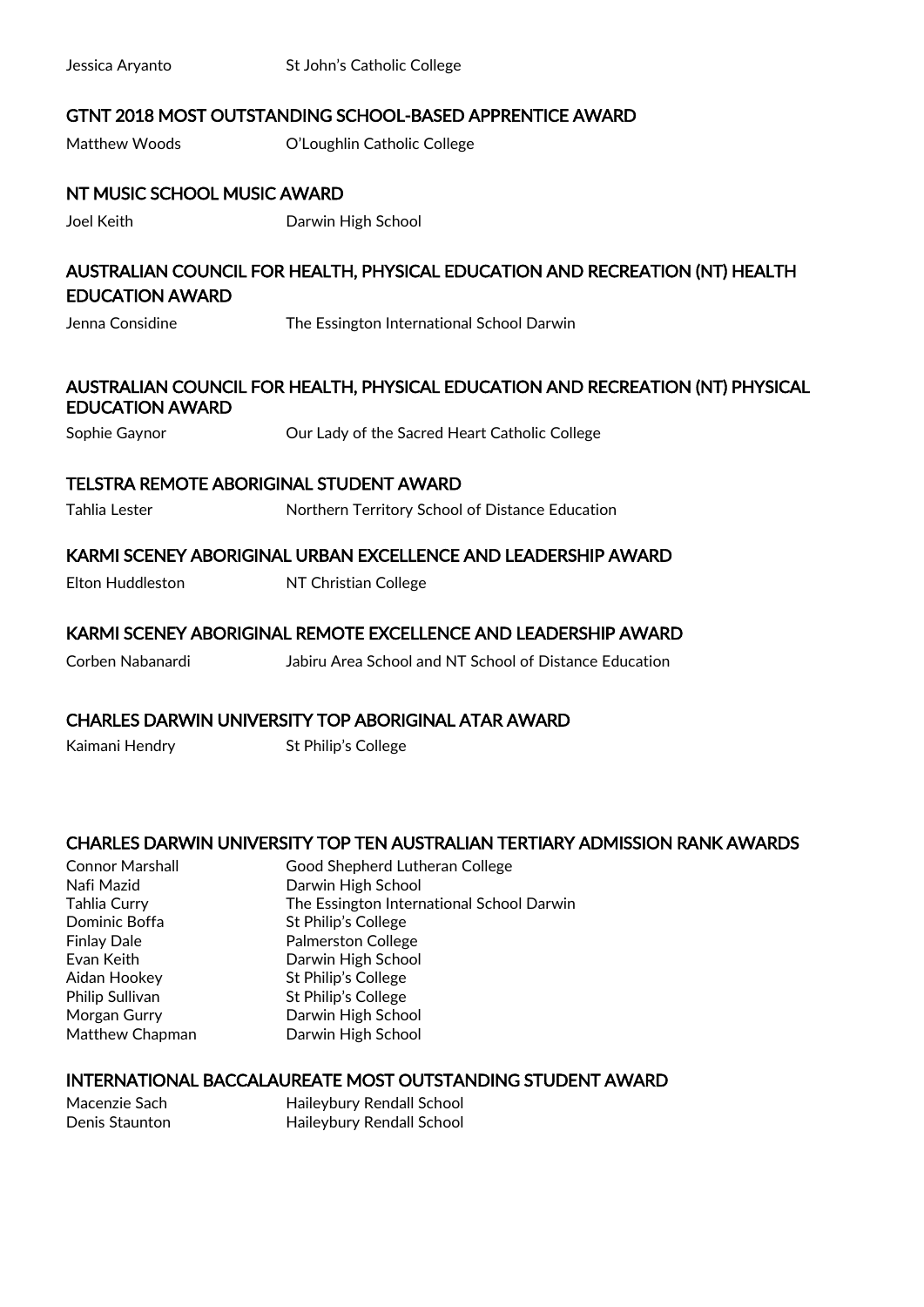Jessica Aryanto St John's Catholic College

## GTNT 2018 MOST OUTSTANDING SCHOOL-BASED APPRENTICE AWARD

Matthew Woods O'Loughlin Catholic College

## NT MUSIC SCHOOL MUSIC AWARD

Joel Keith Darwin High School

## AUSTRALIAN COUNCIL FOR HEALTH, PHYSICAL EDUCATION AND RECREATION (NT) HEALTH EDUCATION AWARD

Jenna Considine The Essington International School Darwin

## AUSTRALIAN COUNCIL FOR HEALTH, PHYSICAL EDUCATION AND RECREATION (NT) PHYSICAL EDUCATION AWARD

Sophie Gaynor Our Lady of the Sacred Heart Catholic College

## TELSTRA REMOTE ABORIGINAL STUDENT AWARD

Tahlia Lester Northern Territory School of Distance Education

## KARMI SCENEY ABORIGINAL URBAN EXCELLENCE AND LEADERSHIP AWARD

Elton Huddleston NT Christian College

## KARMI SCENEY ABORIGINAL REMOTE EXCELLENCE AND LEADERSHIP AWARD

Corben Nabanardi Jabiru Area School and NT School of Distance Education

## CHARLES DARWIN UNIVERSITY TOP ABORIGINAL ATAR AWARD

Kaimani Hendry St Philip's College

## CHARLES DARWIN UNIVERSITY TOP TEN AUSTRALIAN TERTIARY ADMISSION RANK AWARDS

| | |
|---|---|
| Connor Marshall | Good Shepherd Lutheran College |
| Nafi Mazid | Darwin High School |
| Tahlia Curry | The Essington International School Darwin |
| Dominic Boffa | St Philip's College |
| Finlay Dale | Palmerston College |
| Evan Keith | Darwin High School |
| Aidan Hookey | St Philip's College |
| Philip Sullivan | St Philip's College |
| Morgan Gurry | Darwin High School |
| Matthew Chapman | Darwin High School |

## INTERNATIONAL BACCALAUREATE MOST OUTSTANDING STUDENT AWARD

| | |
|---|---|
| Macenzie Sach | Haileybury Rendall School |
| Denis Staunton | Haileybury Rendall School |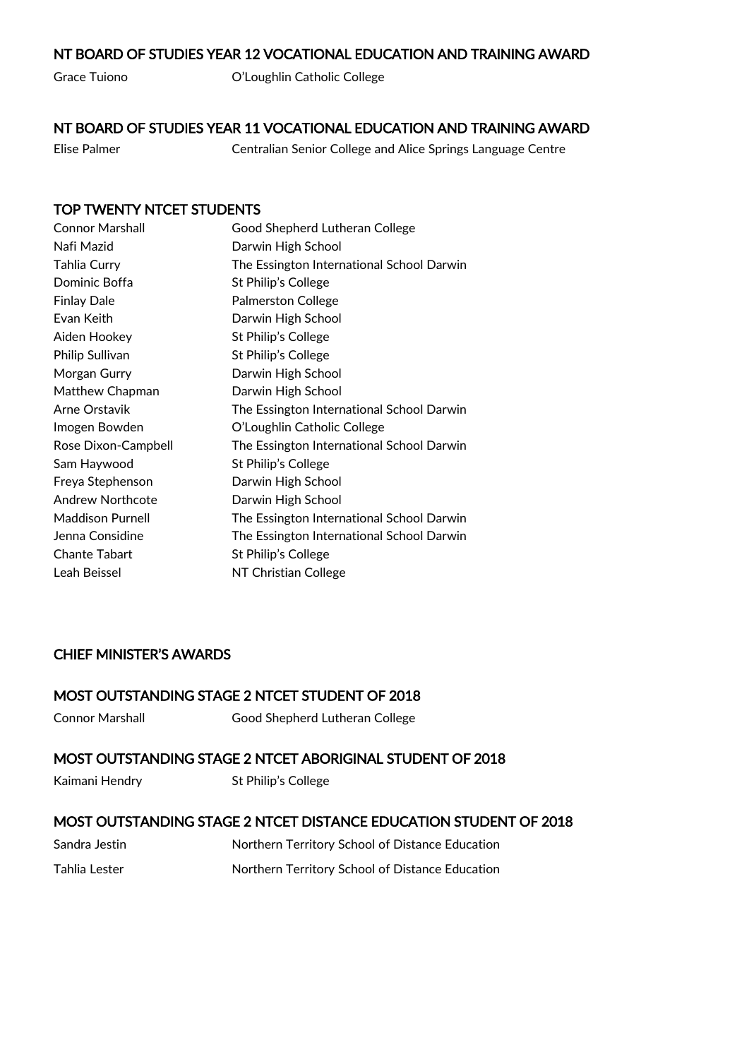## NT BOARD OF STUDIES YEAR 12 VOCATIONAL EDUCATION AND TRAINING AWARD

| | |
|---|---|
| Grace Tuiono | O'Loughlin Catholic College |

## NT BOARD OF STUDIES YEAR 11 VOCATIONAL EDUCATION AND TRAINING AWARD

| | |
|---|---|
| Elise Palmer | Centralian Senior College and Alice Springs Language Centre |

## TOP TWENTY NTCET STUDENTS

| | |
|---|---|
| Connor Marshall | Good Shepherd Lutheran College |
| Nafi Mazid | Darwin High School |
| Tahlia Curry | The Essington International School Darwin |
| Dominic Boffa | St Philip's College |
| Finlay Dale | Palmerston College |
| Evan Keith | Darwin High School |
| Aiden Hookey | St Philip's College |
| Philip Sullivan | St Philip's College |
| Morgan Gurry | Darwin High School |
| Matthew Chapman | Darwin High School |
| Arne Orstavik | The Essington International School Darwin |
| Imogen Bowden | O'Loughlin Catholic College |
| Rose Dixon-Campbell | The Essington International School Darwin |
| Sam Haywood | St Philip's College |
| Freya Stephenson | Darwin High School |
| Andrew Northcote | Darwin High School |
| Maddison Purnell | The Essington International School Darwin |
| Jenna Considine | The Essington International School Darwin |
| Chante Tabart | St Philip's College |
| Leah Beissel | NT Christian College |

## CHIEF MINISTER'S AWARDS

## MOST OUTSTANDING STAGE 2 NTCET STUDENT OF 2018

| | |
|---|---|
| Connor Marshall | Good Shepherd Lutheran College |

## MOST OUTSTANDING STAGE 2 NTCET ABORIGINAL STUDENT OF 2018

| | |
|---|---|
| Kaimani Hendry | St Philip's College |

## MOST OUTSTANDING STAGE 2 NTCET DISTANCE EDUCATION STUDENT OF 2018

| | |
|---|---|
| Sandra Jestin | Northern Territory School of Distance Education |
| Tahlia Lester | Northern Territory School of Distance Education |